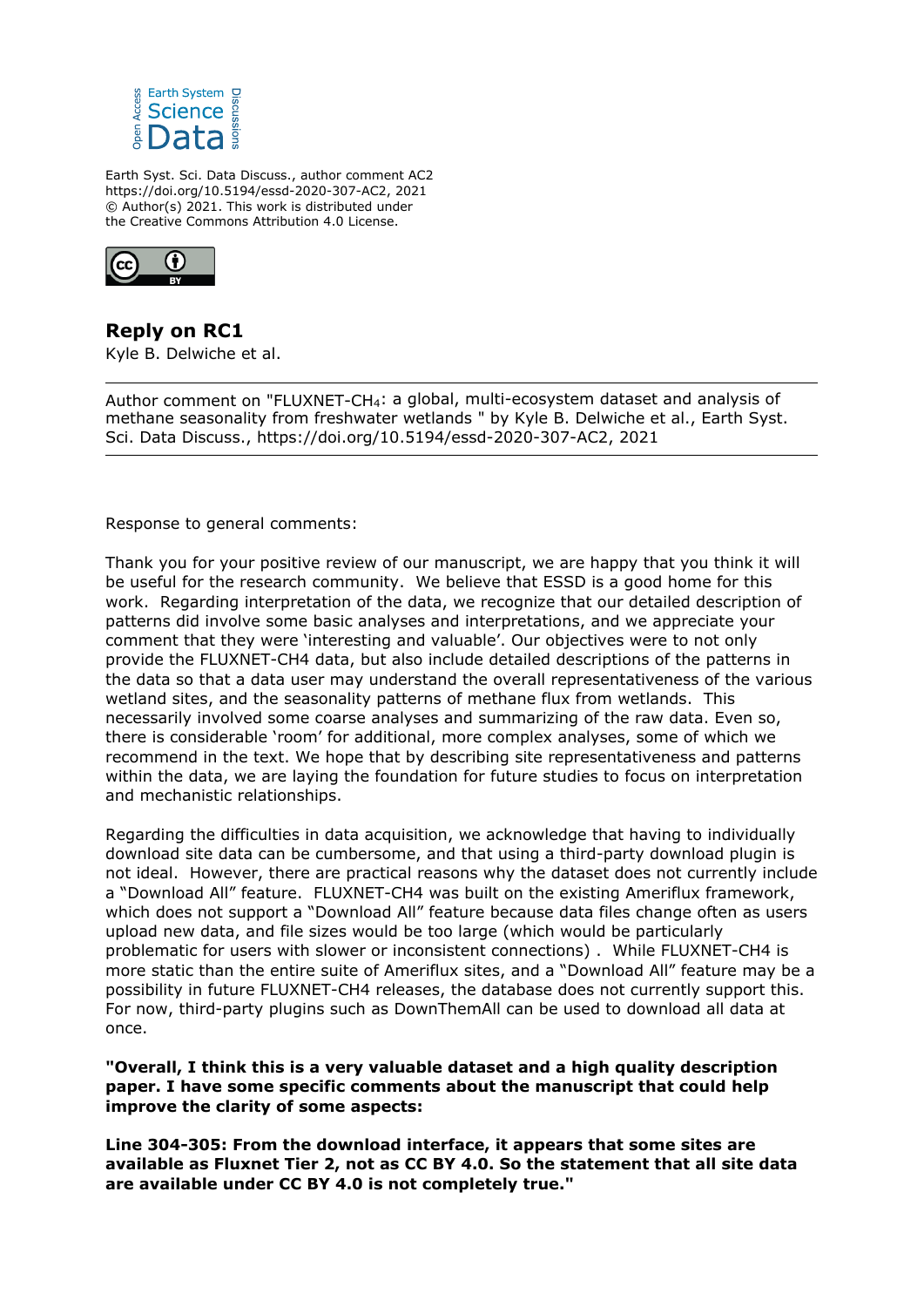Earth Syst. Sci. Data Discuss., author comment AC2
https://doi.org/10.5194/essd-2020-307-AC2, 2021
© Author(s) 2021. This work is distributed under
the Creative Commons Attribution 4.0 License.

## Reply on RC1

Kyle B. Delwiche et al.

---

Author comment on "FLUXNET-$CH_4$: a global, multi-ecosystem dataset and analysis of methane seasonality from freshwater wetlands " by Kyle B. Delwiche et al., Earth Syst. Sci. Data Discuss., https://doi.org/10.5194/essd-2020-307-AC2, 2021

---

Response to general comments:

Thank you for your positive review of our manuscript, we are happy that you think it will be useful for the research community. We believe that ESSD is a good home for this work. Regarding interpretation of the data, we recognize that our detailed description of patterns did involve some basic analyses and interpretations, and we appreciate your comment that they were 'interesting and valuable'. Our objectives were to not only provide the FLUXNET-CH4 data, but also include detailed descriptions of the patterns in the data so that a data user may understand the overall representativeness of the various wetland sites, and the seasonality patterns of methane flux from wetlands. This necessarily involved some coarse analyses and summarizing of the raw data. Even so, there is considerable 'room' for additional, more complex analyses, some of which we recommend in the text. We hope that by describing site representativeness and patterns within the data, we are laying the foundation for future studies to focus on interpretation and mechanistic relationships.

Regarding the difficulties in data acquisition, we acknowledge that having to individually download site data can be cumbersome, and that using a third-party download plugin is not ideal. However, there are practical reasons why the dataset does not currently include a "Download All" feature. FLUXNET-CH4 was built on the existing Ameriflux framework, which does not support a "Download All" feature because data files change often as users upload new data, and file sizes would be too large (which would be particularly problematic for users with slower or inconsistent connections) . While FLUXNET-CH4 is more static than the entire suite of Ameriflux sites, and a "Download All" feature may be a possibility in future FLUXNET-CH4 releases, the database does not currently support this. For now, third-party plugins such as DownThemAll can be used to download all data at once.

**"Overall, I think this is a very valuable dataset and a high quality description paper. I have some specific comments about the manuscript that could help improve the clarity of some aspects:**

**Line 304-305: From the download interface, it appears that some sites are available as Fluxnet Tier 2, not as CC BY 4.0. So the statement that all site data are available under CC BY 4.0 is not completely true."**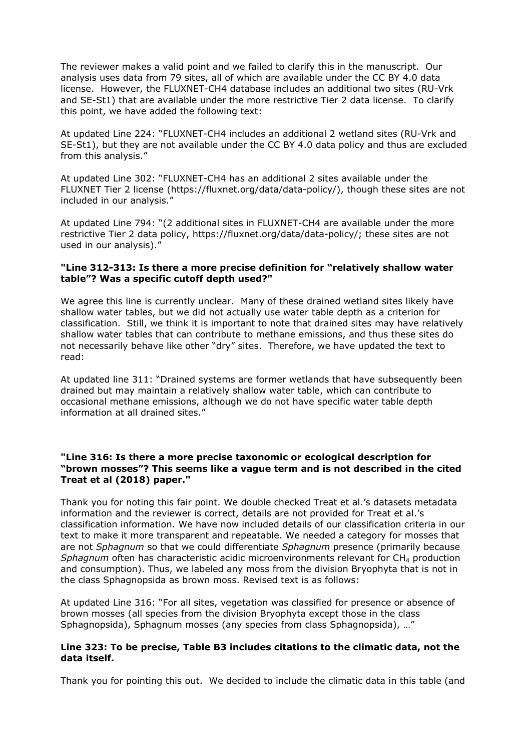The reviewer makes a valid point and we failed to clarify this in the manuscript. Our analysis uses data from 79 sites, all of which are available under the CC BY 4.0 data license. However, the FLUXNET-CH4 database includes an additional two sites (RU-Vrk and SE-St1) that are available under the more restrictive Tier 2 data license. To clarify this point, we have added the following text:

At updated Line 224: "FLUXNET-CH4 includes an additional 2 wetland sites (RU-Vrk and SE-St1), but they are not available under the CC BY 4.0 data policy and thus are excluded from this analysis."

At updated Line 302: "FLUXNET-CH4 has an additional 2 sites available under the FLUXNET Tier 2 license (https://fluxnet.org/data/data-policy/), though these sites are not included in our analysis."

At updated Line 794: "(2 additional sites in FLUXNET-CH4 are available under the more restrictive Tier 2 data policy, https://fluxnet.org/data/data-policy/; these sites are not used in our analysis)."

**"Line 312-313: Is there a more precise definition for "relatively shallow water table"? Was a specific cutoff depth used?"**

We agree this line is currently unclear. Many of these drained wetland sites likely have shallow water tables, but we did not actually use water table depth as a criterion for classification. Still, we think it is important to note that drained sites may have relatively shallow water tables that can contribute to methane emissions, and thus these sites do not necessarily behave like other "dry" sites. Therefore, we have updated the text to read:

At updated line 311: "Drained systems are former wetlands that have subsequently been drained but may maintain a relatively shallow water table, which can contribute to occasional methane emissions, although we do not have specific water table depth information at all drained sites."

**"Line 316: Is there a more precise taxonomic or ecological description for "brown mosses"? This seems like a vague term and is not described in the cited Treat et al (2018) paper."**

Thank you for noting this fair point. We double checked Treat et al.'s datasets metadata information and the reviewer is correct, details are not provided for Treat et al.'s classification information. We have now included details of our classification criteria in our text to make it more transparent and repeatable. We needed a category for mosses that are not *Sphagnum* so that we could differentiate *Sphagnum* presence (primarily because *Sphagnum* often has characteristic acidic microenvironments relevant for $CH_4$ production and consumption). Thus, we labeled any moss from the division Bryophyta that is not in the class Sphagnopsida as brown moss. Revised text is as follows:

At updated Line 316: "For all sites, vegetation was classified for presence or absence of brown mosses (all species from the division Bryophyta except those in the class Sphagnopsida), Sphagnum mosses (any species from class Sphagnopsida), …"

**Line 323: To be precise, Table B3 includes citations to the climatic data, not the data itself.**

Thank you for pointing this out. We decided to include the climatic data in this table (and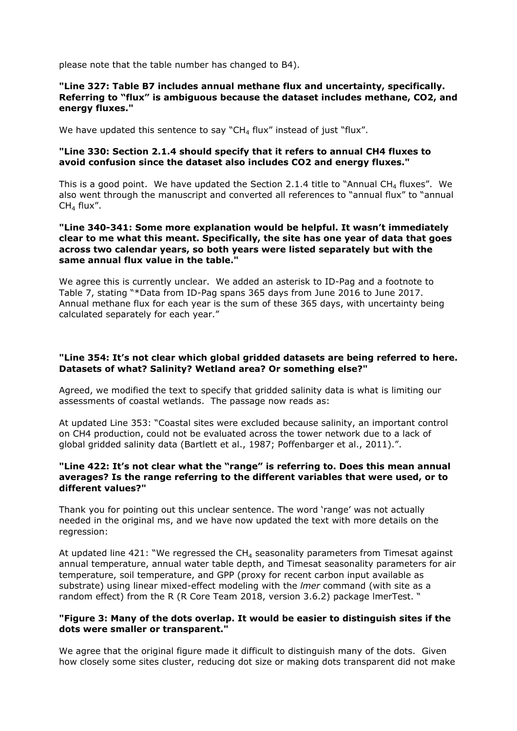please note that the table number has changed to B4).

**"Line 327: Table B7 includes annual methane flux and uncertainty, specifically. Referring to "flux" is ambiguous because the dataset includes methane, CO2, and energy fluxes."**

We have updated this sentence to say "$CH_4$ flux" instead of just "flux".

**"Line 330: Section 2.1.4 should specify that it refers to annual CH4 fluxes to avoid confusion since the dataset also includes CO2 and energy fluxes."**

This is a good point. We have updated the Section 2.1.4 title to "Annual $CH_4$ fluxes". We also went through the manuscript and converted all references to "annual flux" to "annual $CH_4$ flux".

**"Line 340-341: Some more explanation would be helpful. It wasn't immediately clear to me what this meant. Specifically, the site has one year of data that goes across two calendar years, so both years were listed separately but with the same annual flux value in the table."**

We agree this is currently unclear. We added an asterisk to ID-Pag and a footnote to Table 7, stating "*Data from ID-Pag spans 365 days from June 2016 to June 2017. Annual methane flux for each year is the sum of these 365 days, with uncertainty being calculated separately for each year."

**"Line 354: It's not clear which global gridded datasets are being referred to here. Datasets of what? Salinity? Wetland area? Or something else?"**

Agreed, we modified the text to specify that gridded salinity data is what is limiting our assessments of coastal wetlands. The passage now reads as:

At updated Line 353: "Coastal sites were excluded because salinity, an important control on CH4 production, could not be evaluated across the tower network due to a lack of global gridded salinity data (Bartlett et al., 1987; Poffenbarger et al., 2011).".

**"Line 422: It's not clear what the "range" is referring to. Does this mean annual averages? Is the range referring to the different variables that were used, or to different values?"**

Thank you for pointing out this unclear sentence. The word 'range' was not actually needed in the original ms, and we have now updated the text with more details on the regression:

At updated line 421: "We regressed the $CH_4$ seasonality parameters from Timesat against annual temperature, annual water table depth, and Timesat seasonality parameters for air temperature, soil temperature, and GPP (proxy for recent carbon input available as substrate) using linear mixed-effect modeling with the *lmer* command (with site as a random effect) from the R (R Core Team 2018, version 3.6.2) package lmerTest. "

**"Figure 3: Many of the dots overlap. It would be easier to distinguish sites if the dots were smaller or transparent."**

We agree that the original figure made it difficult to distinguish many of the dots. Given how closely some sites cluster, reducing dot size or making dots transparent did not make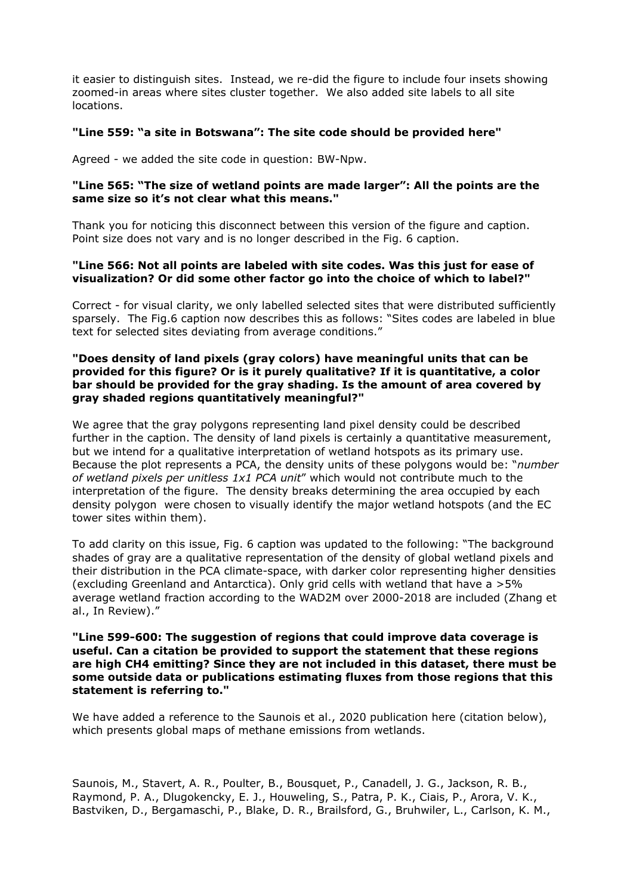it easier to distinguish sites. Instead, we re-did the figure to include four insets showing zoomed-in areas where sites cluster together. We also added site labels to all site locations.

**"Line 559: "a site in Botswana": The site code should be provided here"**

Agreed - we added the site code in question: BW-Npw.

**"Line 565: "The size of wetland points are made larger": All the points are the same size so it's not clear what this means."**

Thank you for noticing this disconnect between this version of the figure and caption. Point size does not vary and is no longer described in the Fig. 6 caption.

**"Line 566: Not all points are labeled with site codes. Was this just for ease of visualization? Or did some other factor go into the choice of which to label?"**

Correct - for visual clarity, we only labelled selected sites that were distributed sufficiently sparsely. The Fig.6 caption now describes this as follows: "Sites codes are labeled in blue text for selected sites deviating from average conditions."

**"Does density of land pixels (gray colors) have meaningful units that can be provided for this figure? Or is it purely qualitative? If it is quantitative, a color bar should be provided for the gray shading. Is the amount of area covered by gray shaded regions quantitatively meaningful?"**

We agree that the gray polygons representing land pixel density could be described further in the caption. The density of land pixels is certainly a quantitative measurement, but we intend for a qualitative interpretation of wetland hotspots as its primary use. Because the plot represents a PCA, the density units of these polygons would be: "*number of wetland pixels per unitless 1x1 PCA unit*" which would not contribute much to the interpretation of the figure. The density breaks determining the area occupied by each density polygon were chosen to visually identify the major wetland hotspots (and the EC tower sites within them).

To add clarity on this issue, Fig. 6 caption was updated to the following: "The background shades of gray are a qualitative representation of the density of global wetland pixels and their distribution in the PCA climate-space, with darker color representing higher densities (excluding Greenland and Antarctica). Only grid cells with wetland that have a >5% average wetland fraction according to the WAD2M over 2000-2018 are included (Zhang et al., In Review)."

**"Line 599-600: The suggestion of regions that could improve data coverage is useful. Can a citation be provided to support the statement that these regions are high CH4 emitting? Since they are not included in this dataset, there must be some outside data or publications estimating fluxes from those regions that this statement is referring to."**

We have added a reference to the Saunois et al., 2020 publication here (citation below), which presents global maps of methane emissions from wetlands.

Saunois, M., Stavert, A. R., Poulter, B., Bousquet, P., Canadell, J. G., Jackson, R. B., Raymond, P. A., Dlugokencky, E. J., Houweling, S., Patra, P. K., Ciais, P., Arora, V. K., Bastviken, D., Bergamaschi, P., Blake, D. R., Brailsford, G., Bruhwiler, L., Carlson, K. M.,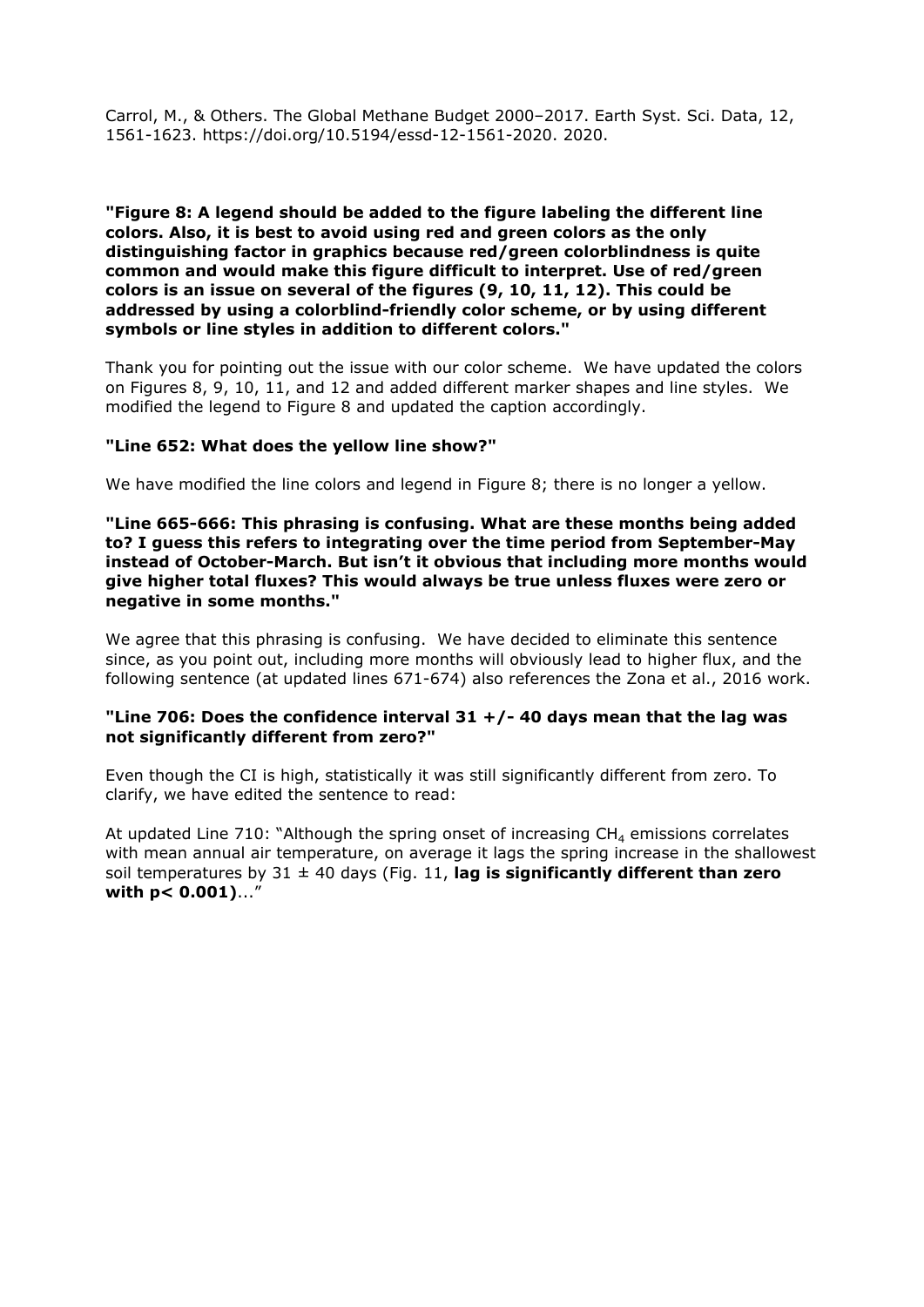Carrol, M., & Others. The Global Methane Budget 2000–2017. Earth Syst. Sci. Data, 12, 1561-1623. https://doi.org/10.5194/essd-12-1561-2020. 2020.

**"Figure 8: A legend should be added to the figure labeling the different line colors. Also, it is best to avoid using red and green colors as the only distinguishing factor in graphics because red/green colorblindness is quite common and would make this figure difficult to interpret. Use of red/green colors is an issue on several of the figures (9, 10, 11, 12). This could be addressed by using a colorblind-friendly color scheme, or by using different symbols or line styles in addition to different colors."**

Thank you for pointing out the issue with our color scheme. We have updated the colors on Figures 8, 9, 10, 11, and 12 and added different marker shapes and line styles. We modified the legend to Figure 8 and updated the caption accordingly.

**"Line 652: What does the yellow line show?"**

We have modified the line colors and legend in Figure 8; there is no longer a yellow.

**"Line 665-666: This phrasing is confusing. What are these months being added to? I guess this refers to integrating over the time period from September-May instead of October-March. But isn't it obvious that including more months would give higher total fluxes? This would always be true unless fluxes were zero or negative in some months."**

We agree that this phrasing is confusing. We have decided to eliminate this sentence since, as you point out, including more months will obviously lead to higher flux, and the following sentence (at updated lines 671-674) also references the Zona et al., 2016 work.

**"Line 706: Does the confidence interval 31 +/- 40 days mean that the lag was not significantly different from zero?"**

Even though the CI is high, statistically it was still significantly different from zero. To clarify, we have edited the sentence to read:

At updated Line 710: "Although the spring onset of increasing $CH_4$ emissions correlates with mean annual air temperature, on average it lags the spring increase in the shallowest soil temperatures by $31 \pm 40$ days (Fig. 11, **lag is significantly different than zero with $p < 0.001$)**..."